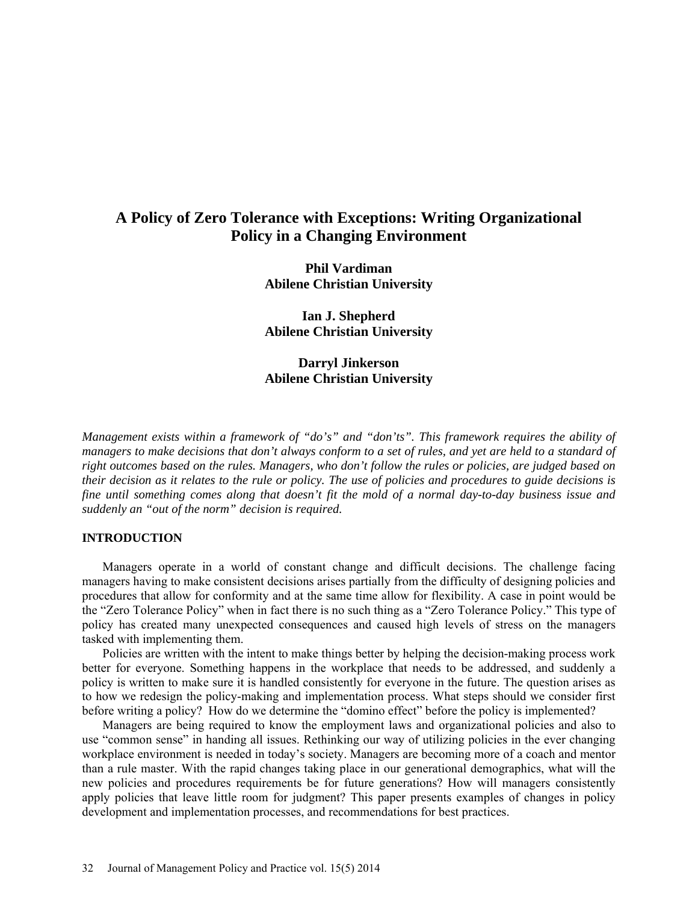# A Policy of Zero Tolerance with Exceptions: Writing Organizational Policy in a Changing Environment

**Phil Vardiman**
**Abilene Christian University**

**Ian J. Shepherd**
**Abilene Christian University**

**Darryl Jinkerson**
**Abilene Christian University**

*Management exists within a framework of "do's" and "don'ts". This framework requires the ability of managers to make decisions that don't always conform to a set of rules, and yet are held to a standard of right outcomes based on the rules. Managers, who don't follow the rules or policies, are judged based on their decision as it relates to the rule or policy. The use of policies and procedures to guide decisions is fine until something comes along that doesn't fit the mold of a normal day-to-day business issue and suddenly an "out of the norm" decision is required.*

## INTRODUCTION

Managers operate in a world of constant change and difficult decisions. The challenge facing managers having to make consistent decisions arises partially from the difficulty of designing policies and procedures that allow for conformity and at the same time allow for flexibility. A case in point would be the "Zero Tolerance Policy" when in fact there is no such thing as a "Zero Tolerance Policy." This type of policy has created many unexpected consequences and caused high levels of stress on the managers tasked with implementing them.

Policies are written with the intent to make things better by helping the decision-making process work better for everyone. Something happens in the workplace that needs to be addressed, and suddenly a policy is written to make sure it is handled consistently for everyone in the future. The question arises as to how we redesign the policy-making and implementation process. What steps should we consider first before writing a policy? How do we determine the "domino effect" before the policy is implemented?

Managers are being required to know the employment laws and organizational policies and also to use "common sense" in handing all issues. Rethinking our way of utilizing policies in the ever changing workplace environment is needed in today's society. Managers are becoming more of a coach and mentor than a rule master. With the rapid changes taking place in our generational demographics, what will the new policies and procedures requirements be for future generations? How will managers consistently apply policies that leave little room for judgment? This paper presents examples of changes in policy development and implementation processes, and recommendations for best practices.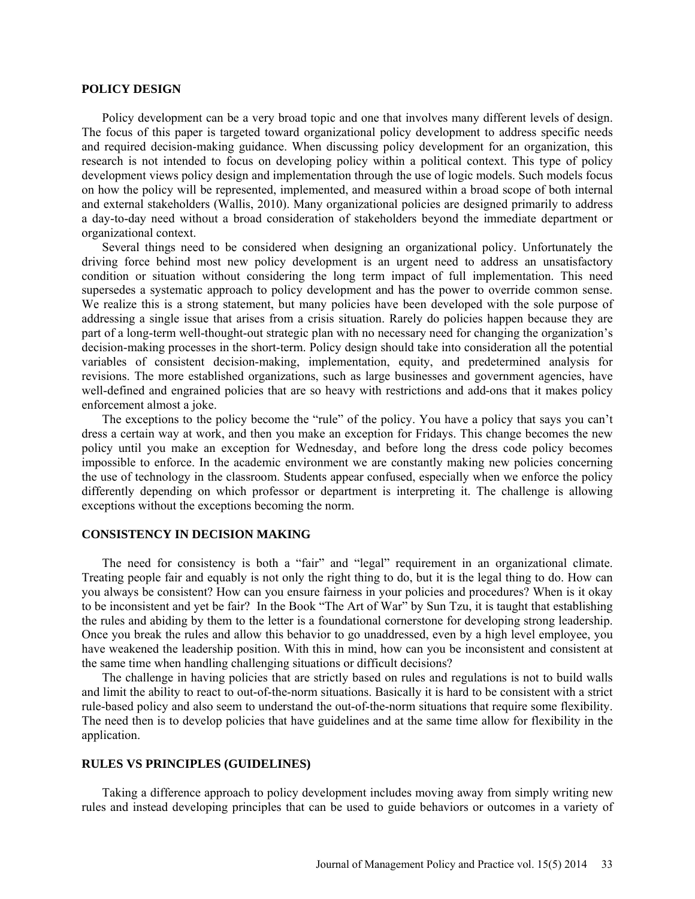## POLICY DESIGN

Policy development can be a very broad topic and one that involves many different levels of design. The focus of this paper is targeted toward organizational policy development to address specific needs and required decision-making guidance. When discussing policy development for an organization, this research is not intended to focus on developing policy within a political context. This type of policy development views policy design and implementation through the use of logic models. Such models focus on how the policy will be represented, implemented, and measured within a broad scope of both internal and external stakeholders (Wallis, 2010). Many organizational policies are designed primarily to address a day-to-day need without a broad consideration of stakeholders beyond the immediate department or organizational context.

Several things need to be considered when designing an organizational policy. Unfortunately the driving force behind most new policy development is an urgent need to address an unsatisfactory condition or situation without considering the long term impact of full implementation. This need supersedes a systematic approach to policy development and has the power to override common sense. We realize this is a strong statement, but many policies have been developed with the sole purpose of addressing a single issue that arises from a crisis situation. Rarely do policies happen because they are part of a long-term well-thought-out strategic plan with no necessary need for changing the organization's decision-making processes in the short-term. Policy design should take into consideration all the potential variables of consistent decision-making, implementation, equity, and predetermined analysis for revisions. The more established organizations, such as large businesses and government agencies, have well-defined and engrained policies that are so heavy with restrictions and add-ons that it makes policy enforcement almost a joke.

The exceptions to the policy become the "rule" of the policy. You have a policy that says you can't dress a certain way at work, and then you make an exception for Fridays. This change becomes the new policy until you make an exception for Wednesday, and before long the dress code policy becomes impossible to enforce. In the academic environment we are constantly making new policies concerning the use of technology in the classroom. Students appear confused, especially when we enforce the policy differently depending on which professor or department is interpreting it. The challenge is allowing exceptions without the exceptions becoming the norm.

## CONSISTENCY IN DECISION MAKING

The need for consistency is both a "fair" and "legal" requirement in an organizational climate. Treating people fair and equably is not only the right thing to do, but it is the legal thing to do. How can you always be consistent? How can you ensure fairness in your policies and procedures? When is it okay to be inconsistent and yet be fair? In the Book "The Art of War" by Sun Tzu, it is taught that establishing the rules and abiding by them to the letter is a foundational cornerstone for developing strong leadership. Once you break the rules and allow this behavior to go unaddressed, even by a high level employee, you have weakened the leadership position. With this in mind, how can you be inconsistent and consistent at the same time when handling challenging situations or difficult decisions?

The challenge in having policies that are strictly based on rules and regulations is not to build walls and limit the ability to react to out-of-the-norm situations. Basically it is hard to be consistent with a strict rule-based policy and also seem to understand the out-of-the-norm situations that require some flexibility. The need then is to develop policies that have guidelines and at the same time allow for flexibility in the application.

## RULES VS PRINCIPLES (GUIDELINES)

Taking a difference approach to policy development includes moving away from simply writing new rules and instead developing principles that can be used to guide behaviors or outcomes in a variety of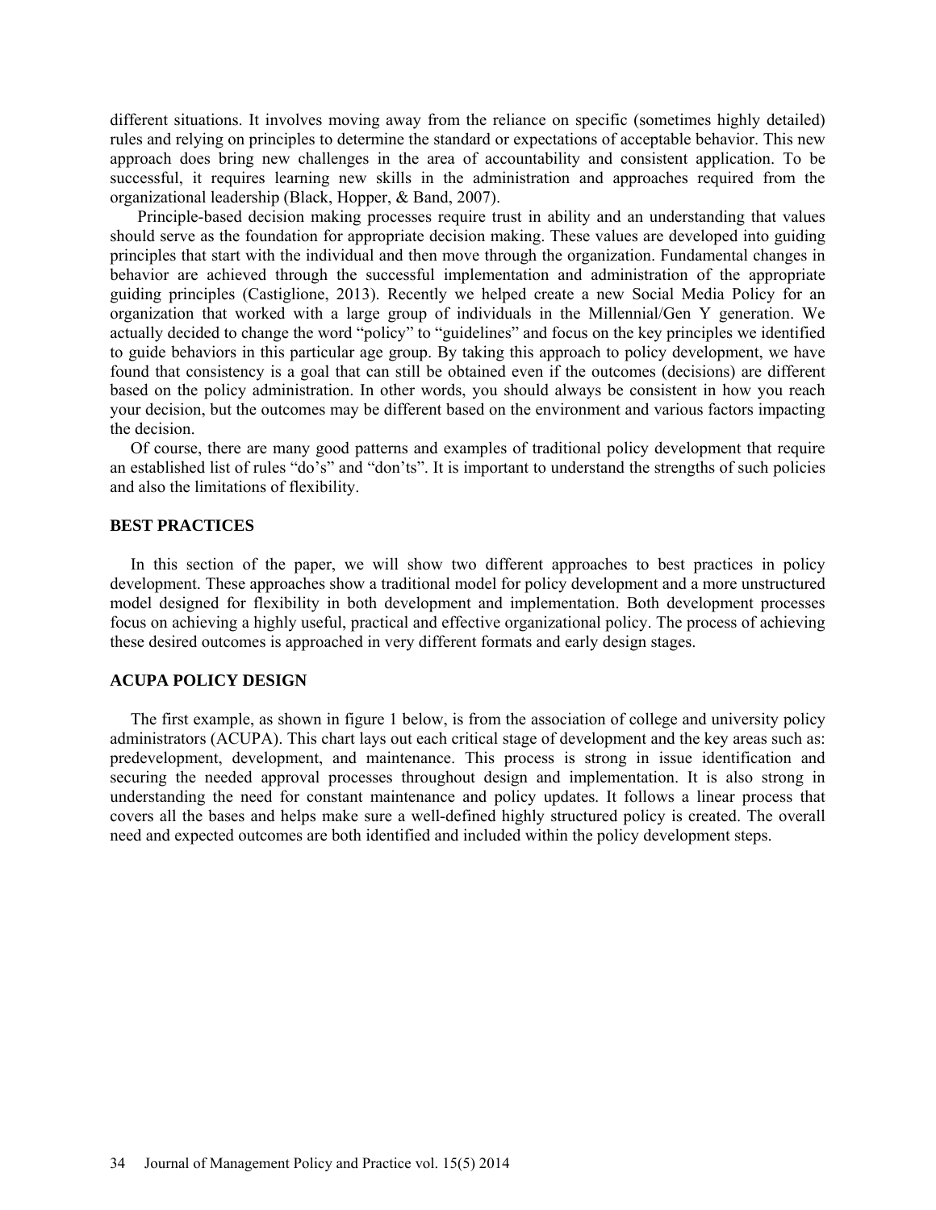different situations. It involves moving away from the reliance on specific (sometimes highly detailed) rules and relying on principles to determine the standard or expectations of acceptable behavior. This new approach does bring new challenges in the area of accountability and consistent application. To be successful, it requires learning new skills in the administration and approaches required from the organizational leadership (Black, Hopper, & Band, 2007).

Principle-based decision making processes require trust in ability and an understanding that values should serve as the foundation for appropriate decision making. These values are developed into guiding principles that start with the individual and then move through the organization. Fundamental changes in behavior are achieved through the successful implementation and administration of the appropriate guiding principles (Castiglione, 2013). Recently we helped create a new Social Media Policy for an organization that worked with a large group of individuals in the Millennial/Gen Y generation. We actually decided to change the word "policy" to "guidelines" and focus on the key principles we identified to guide behaviors in this particular age group. By taking this approach to policy development, we have found that consistency is a goal that can still be obtained even if the outcomes (decisions) are different based on the policy administration. In other words, you should always be consistent in how you reach your decision, but the outcomes may be different based on the environment and various factors impacting the decision.

Of course, there are many good patterns and examples of traditional policy development that require an established list of rules "do's" and "don'ts". It is important to understand the strengths of such policies and also the limitations of flexibility.

## BEST PRACTICES

In this section of the paper, we will show two different approaches to best practices in policy development. These approaches show a traditional model for policy development and a more unstructured model designed for flexibility in both development and implementation. Both development processes focus on achieving a highly useful, practical and effective organizational policy. The process of achieving these desired outcomes is approached in very different formats and early design stages.

## ACUPA POLICY DESIGN

The first example, as shown in figure 1 below, is from the association of college and university policy administrators (ACUPA). This chart lays out each critical stage of development and the key areas such as: predevelopment, development, and maintenance. This process is strong in issue identification and securing the needed approval processes throughout design and implementation. It is also strong in understanding the need for constant maintenance and policy updates. It follows a linear process that covers all the bases and helps make sure a well-defined highly structured policy is created. The overall need and expected outcomes are both identified and included within the policy development steps.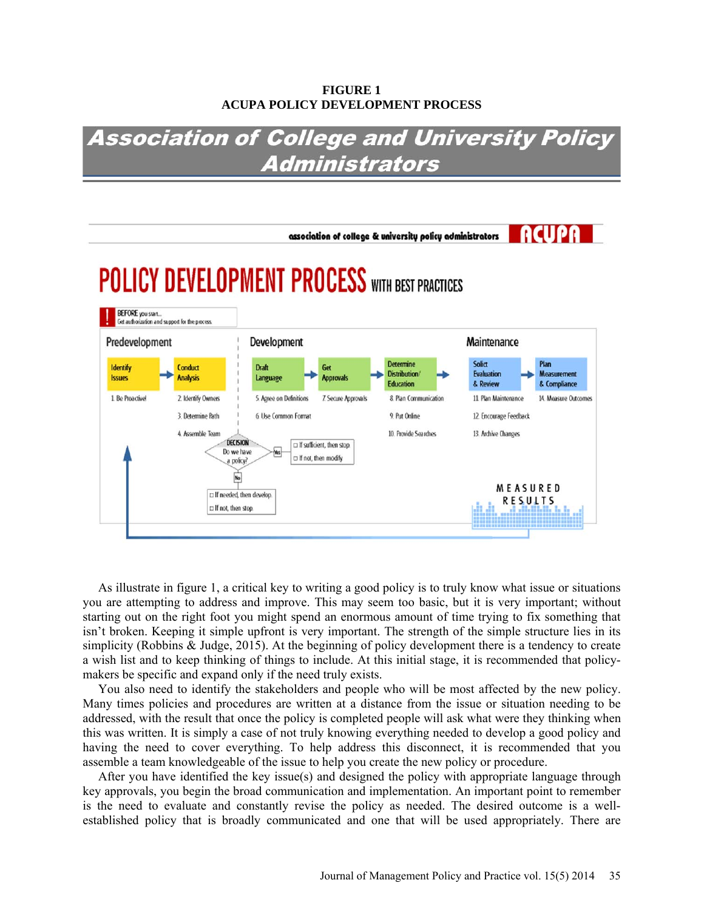**FIGURE 1**
**ACUPA POLICY DEVELOPMENT PROCESS**

As illustrate in figure 1, a critical key to writing a good policy is to truly know what issue or situations you are attempting to address and improve. This may seem too basic, but it is very important; without starting out on the right foot you might spend an enormous amount of time trying to fix something that isn't broken. Keeping it simple upfront is very important. The strength of the simple structure lies in its simplicity (Robbins & Judge, 2015). At the beginning of policy development there is a tendency to create a wish list and to keep thinking of things to include. At this initial stage, it is recommended that policy-makers be specific and expand only if the need truly exists.

You also need to identify the stakeholders and people who will be most affected by the new policy. Many times policies and procedures are written at a distance from the issue or situation needing to be addressed, with the result that once the policy is completed people will ask what were they thinking when this was written. It is simply a case of not truly knowing everything needed to develop a good policy and having the need to cover everything. To help address this disconnect, it is recommended that you assemble a team knowledgeable of the issue to help you create the new policy or procedure.

After you have identified the key issue(s) and designed the policy with appropriate language through key approvals, you begin the broad communication and implementation. An important point to remember is the need to evaluate and constantly revise the policy as needed. The desired outcome is a well-established policy that is broadly communicated and one that will be used appropriately. There are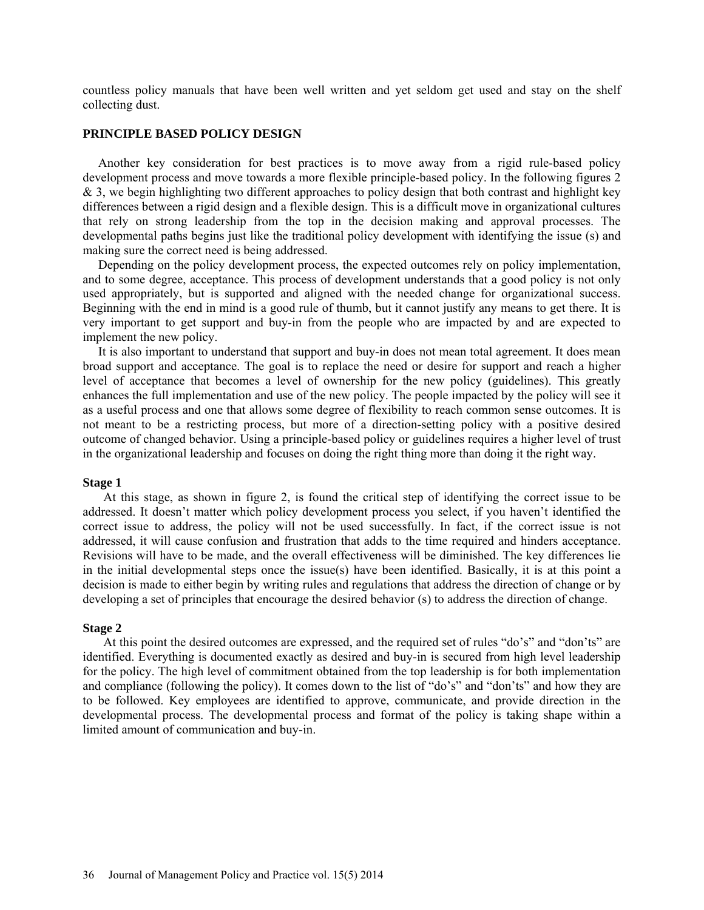countless policy manuals that have been well written and yet seldom get used and stay on the shelf collecting dust.

## PRINCIPLE BASED POLICY DESIGN

Another key consideration for best practices is to move away from a rigid rule-based policy development process and move towards a more flexible principle-based policy. In the following figures 2 & 3, we begin highlighting two different approaches to policy design that both contrast and highlight key differences between a rigid design and a flexible design. This is a difficult move in organizational cultures that rely on strong leadership from the top in the decision making and approval processes. The developmental paths begins just like the traditional policy development with identifying the issue (s) and making sure the correct need is being addressed.

Depending on the policy development process, the expected outcomes rely on policy implementation, and to some degree, acceptance. This process of development understands that a good policy is not only used appropriately, but is supported and aligned with the needed change for organizational success. Beginning with the end in mind is a good rule of thumb, but it cannot justify any means to get there. It is very important to get support and buy-in from the people who are impacted by and are expected to implement the new policy.

It is also important to understand that support and buy-in does not mean total agreement. It does mean broad support and acceptance. The goal is to replace the need or desire for support and reach a higher level of acceptance that becomes a level of ownership for the new policy (guidelines). This greatly enhances the full implementation and use of the new policy. The people impacted by the policy will see it as a useful process and one that allows some degree of flexibility to reach common sense outcomes. It is not meant to be a restricting process, but more of a direction-setting policy with a positive desired outcome of changed behavior. Using a principle-based policy or guidelines requires a higher level of trust in the organizational leadership and focuses on doing the right thing more than doing it the right way.

### Stage 1

At this stage, as shown in figure 2, is found the critical step of identifying the correct issue to be addressed. It doesn't matter which policy development process you select, if you haven't identified the correct issue to address, the policy will not be used successfully. In fact, if the correct issue is not addressed, it will cause confusion and frustration that adds to the time required and hinders acceptance. Revisions will have to be made, and the overall effectiveness will be diminished. The key differences lie in the initial developmental steps once the issue(s) have been identified. Basically, it is at this point a decision is made to either begin by writing rules and regulations that address the direction of change or by developing a set of principles that encourage the desired behavior (s) to address the direction of change.

### Stage 2

At this point the desired outcomes are expressed, and the required set of rules "do's" and "don'ts" are identified. Everything is documented exactly as desired and buy-in is secured from high level leadership for the policy. The high level of commitment obtained from the top leadership is for both implementation and compliance (following the policy). It comes down to the list of "do's" and "don'ts" and how they are to be followed. Key employees are identified to approve, communicate, and provide direction in the developmental process. The developmental process and format of the policy is taking shape within a limited amount of communication and buy-in.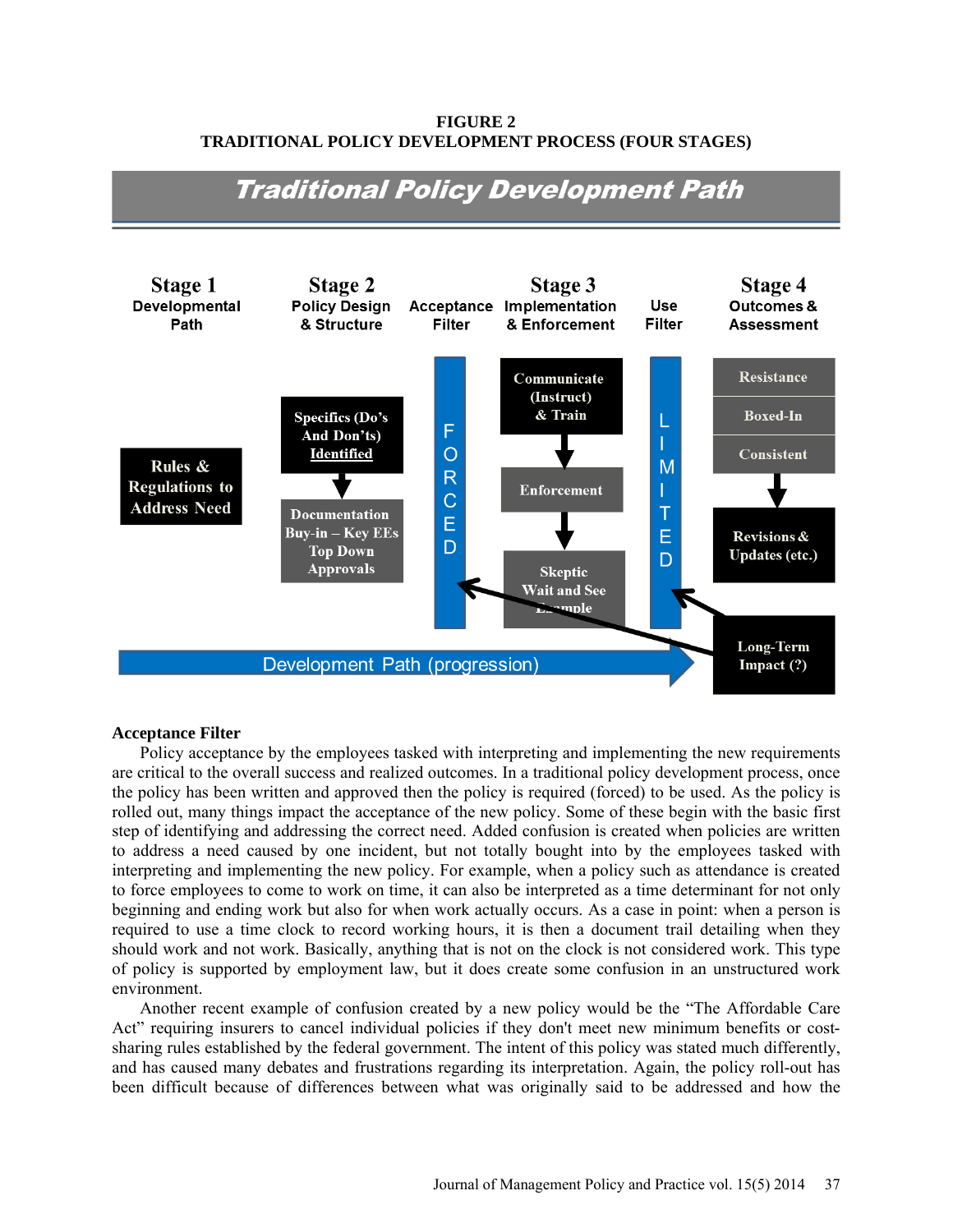**FIGURE 2**
**TRADITIONAL POLICY DEVELOPMENT PROCESS (FOUR STAGES)**

**Traditional Policy Development Path**

| Stage 1 Developmental Path | Stage 2 Policy Design & Structure | Acceptance Filter | Stage 3 Implementation & Enforcement | Use Filter | Stage 4 Outcomes & Assessment |
|---|---|---|---|---|---|
| Rules & Regulations to Address Need | Specifics (Do's And Don'ts) Identified → Documentation Buy-in – Key EEs Top Down Approvals | FORCED | Communicate (Instruct) & Train → Enforcement → Skeptic Wait and See Example | LIMITED | Resistance / Boxed-In / Consistent → Revisions & Updates (etc.) |

Development Path (progression)

Long-Term Impact (?)

### Acceptance Filter

Policy acceptance by the employees tasked with interpreting and implementing the new requirements are critical to the overall success and realized outcomes. In a traditional policy development process, once the policy has been written and approved then the policy is required (forced) to be used. As the policy is rolled out, many things impact the acceptance of the new policy. Some of these begin with the basic first step of identifying and addressing the correct need. Added confusion is created when policies are written to address a need caused by one incident, but not totally bought into by the employees tasked with interpreting and implementing the new policy. For example, when a policy such as attendance is created to force employees to come to work on time, it can also be interpreted as a time determinant for not only beginning and ending work but also for when work actually occurs. As a case in point: when a person is required to use a time clock to record working hours, it is then a document trail detailing when they should work and not work. Basically, anything that is not on the clock is not considered work. This type of policy is supported by employment law, but it does create some confusion in an unstructured work environment.

Another recent example of confusion created by a new policy would be the "The Affordable Care Act" requiring insurers to cancel individual policies if they don't meet new minimum benefits or cost-sharing rules established by the federal government. The intent of this policy was stated much differently, and has caused many debates and frustrations regarding its interpretation. Again, the policy roll-out has been difficult because of differences between what was originally said to be addressed and how the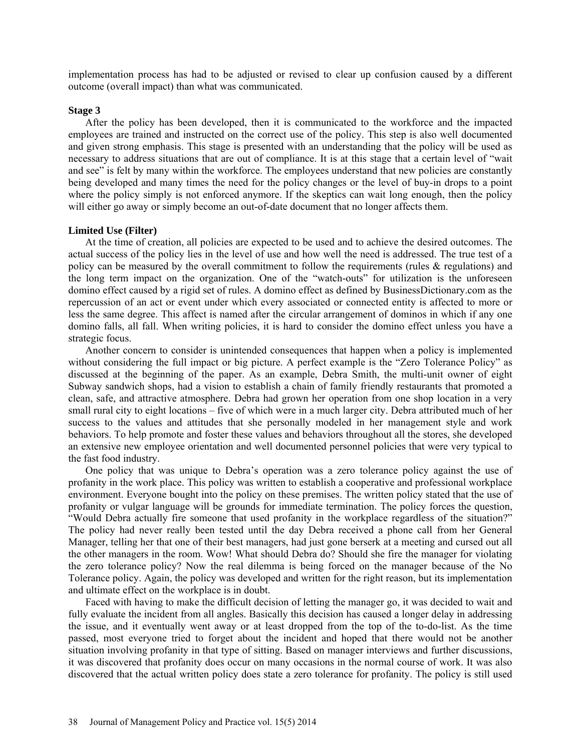implementation process has had to be adjusted or revised to clear up confusion caused by a different outcome (overall impact) than what was communicated.

**Stage 3**

After the policy has been developed, then it is communicated to the workforce and the impacted employees are trained and instructed on the correct use of the policy. This step is also well documented and given strong emphasis. This stage is presented with an understanding that the policy will be used as necessary to address situations that are out of compliance. It is at this stage that a certain level of "wait and see" is felt by many within the workforce. The employees understand that new policies are constantly being developed and many times the need for the policy changes or the level of buy-in drops to a point where the policy simply is not enforced anymore. If the skeptics can wait long enough, then the policy will either go away or simply become an out-of-date document that no longer affects them.

**Limited Use (Filter)**

At the time of creation, all policies are expected to be used and to achieve the desired outcomes. The actual success of the policy lies in the level of use and how well the need is addressed. The true test of a policy can be measured by the overall commitment to follow the requirements (rules & regulations) and the long term impact on the organization. One of the "watch-outs" for utilization is the unforeseen domino effect caused by a rigid set of rules. A domino effect as defined by BusinessDictionary.com as the repercussion of an act or event under which every associated or connected entity is affected to more or less the same degree. This affect is named after the circular arrangement of dominos in which if any one domino falls, all fall. When writing policies, it is hard to consider the domino effect unless you have a strategic focus.

Another concern to consider is unintended consequences that happen when a policy is implemented without considering the full impact or big picture. A perfect example is the "Zero Tolerance Policy" as discussed at the beginning of the paper. As an example, Debra Smith, the multi-unit owner of eight Subway sandwich shops, had a vision to establish a chain of family friendly restaurants that promoted a clean, safe, and attractive atmosphere. Debra had grown her operation from one shop location in a very small rural city to eight locations – five of which were in a much larger city. Debra attributed much of her success to the values and attitudes that she personally modeled in her management style and work behaviors. To help promote and foster these values and behaviors throughout all the stores, she developed an extensive new employee orientation and well documented personnel policies that were very typical to the fast food industry.

One policy that was unique to Debra's operation was a zero tolerance policy against the use of profanity in the work place. This policy was written to establish a cooperative and professional workplace environment. Everyone bought into the policy on these premises. The written policy stated that the use of profanity or vulgar language will be grounds for immediate termination. The policy forces the question, "Would Debra actually fire someone that used profanity in the workplace regardless of the situation?" The policy had never really been tested until the day Debra received a phone call from her General Manager, telling her that one of their best managers, had just gone berserk at a meeting and cursed out all the other managers in the room. Wow! What should Debra do? Should she fire the manager for violating the zero tolerance policy? Now the real dilemma is being forced on the manager because of the No Tolerance policy. Again, the policy was developed and written for the right reason, but its implementation and ultimate effect on the workplace is in doubt.

Faced with having to make the difficult decision of letting the manager go, it was decided to wait and fully evaluate the incident from all angles. Basically this decision has caused a longer delay in addressing the issue, and it eventually went away or at least dropped from the top of the to-do-list. As the time passed, most everyone tried to forget about the incident and hoped that there would not be another situation involving profanity in that type of sitting. Based on manager interviews and further discussions, it was discovered that profanity does occur on many occasions in the normal course of work. It was also discovered that the actual written policy does state a zero tolerance for profanity. The policy is still used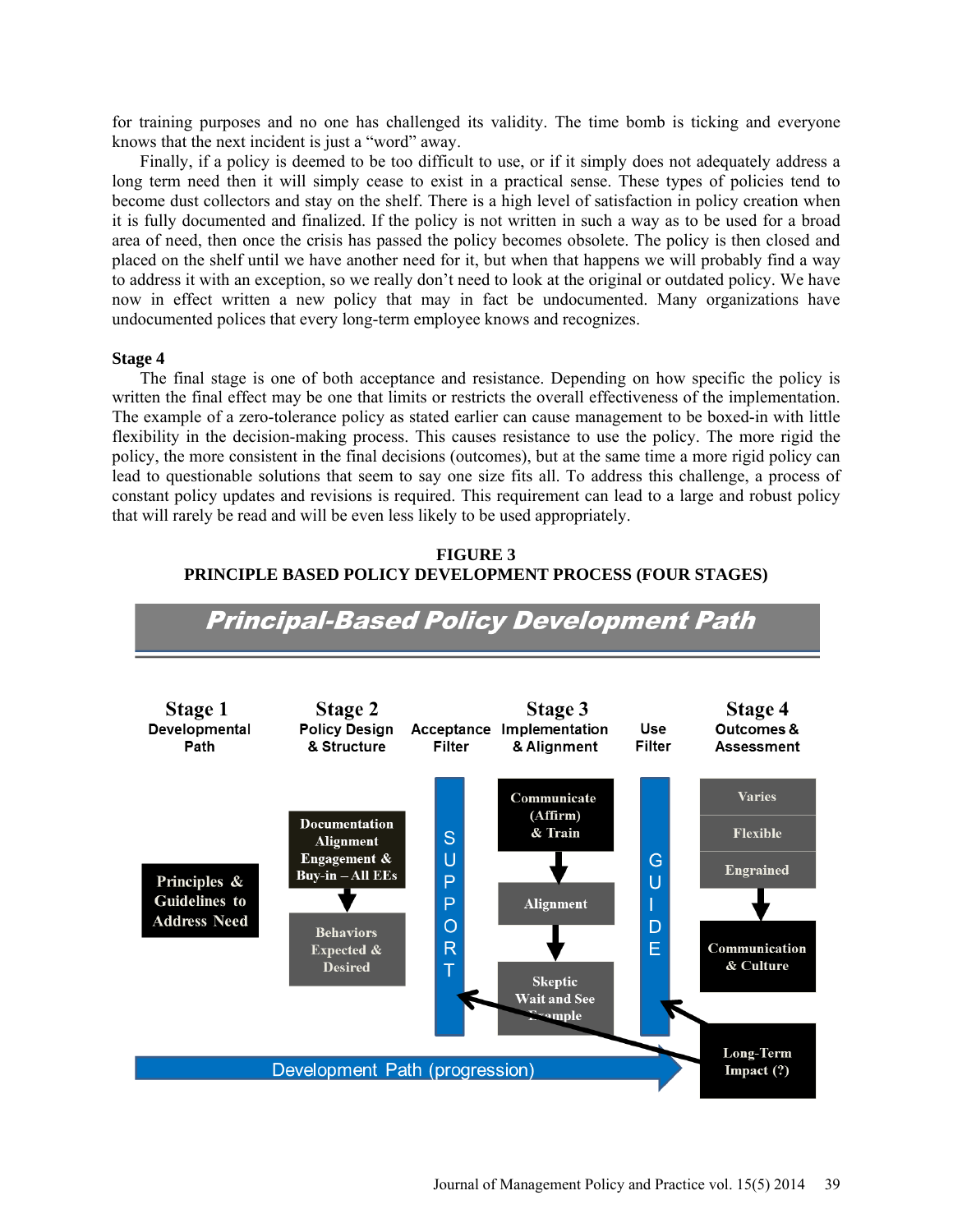for training purposes and no one has challenged its validity. The time bomb is ticking and everyone knows that the next incident is just a "word" away.

Finally, if a policy is deemed to be too difficult to use, or if it simply does not adequately address a long term need then it will simply cease to exist in a practical sense. These types of policies tend to become dust collectors and stay on the shelf. There is a high level of satisfaction in policy creation when it is fully documented and finalized. If the policy is not written in such a way as to be used for a broad area of need, then once the crisis has passed the policy becomes obsolete. The policy is then closed and placed on the shelf until we have another need for it, but when that happens we will probably find a way to address it with an exception, so we really don't need to look at the original or outdated policy. We have now in effect written a new policy that may in fact be undocumented. Many organizations have undocumented polices that every long-term employee knows and recognizes.

**Stage 4**

The final stage is one of both acceptance and resistance. Depending on how specific the policy is written the final effect may be one that limits or restricts the overall effectiveness of the implementation. The example of a zero-tolerance policy as stated earlier can cause management to be boxed-in with little flexibility in the decision-making process. This causes resistance to use the policy. The more rigid the policy, the more consistent in the final decisions (outcomes), but at the same time a more rigid policy can lead to questionable solutions that seem to say one size fits all. To address this challenge, a process of constant policy updates and revisions is required. This requirement can lead to a large and robust policy that will rarely be read and will be even less likely to be used appropriately.

**FIGURE 3**
**PRINCIPLE BASED POLICY DEVELOPMENT PROCESS (FOUR STAGES)**

**Principal-Based Policy Development Path**

| Stage 1 | Stage 2 | | Stage 3 | | Stage 4 |
|---|---|---|---|---|---|
| Developmental Path | Policy Design & Structure | Acceptance Filter | Implementation & Alignment | Use Filter | Outcomes & Assessment |
| Principles & Guidelines to Address Need | Documentation Alignment Engagement & Buy-in – All EEs → Behaviors Expected & Desired | SUPPORT | Communicate (Affirm) & Train → Alignment → Skeptic Wait and See Example | GUIDE | Varies / Flexible / Engrained → Communication & Culture; Long-Term Impact (?) |

Development Path (progression)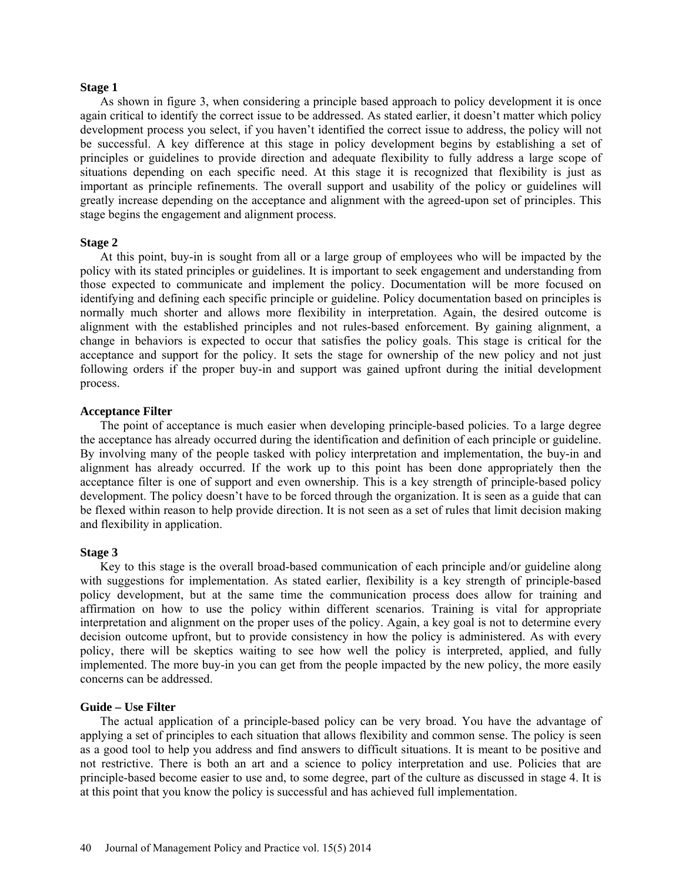**Stage 1**

As shown in figure 3, when considering a principle based approach to policy development it is once again critical to identify the correct issue to be addressed. As stated earlier, it doesn't matter which policy development process you select, if you haven't identified the correct issue to address, the policy will not be successful. A key difference at this stage in policy development begins by establishing a set of principles or guidelines to provide direction and adequate flexibility to fully address a large scope of situations depending on each specific need. At this stage it is recognized that flexibility is just as important as principle refinements. The overall support and usability of the policy or guidelines will greatly increase depending on the acceptance and alignment with the agreed-upon set of principles. This stage begins the engagement and alignment process.

**Stage 2**

At this point, buy-in is sought from all or a large group of employees who will be impacted by the policy with its stated principles or guidelines. It is important to seek engagement and understanding from those expected to communicate and implement the policy. Documentation will be more focused on identifying and defining each specific principle or guideline. Policy documentation based on principles is normally much shorter and allows more flexibility in interpretation. Again, the desired outcome is alignment with the established principles and not rules-based enforcement. By gaining alignment, a change in behaviors is expected to occur that satisfies the policy goals. This stage is critical for the acceptance and support for the policy. It sets the stage for ownership of the new policy and not just following orders if the proper buy-in and support was gained upfront during the initial development process.

**Acceptance Filter**

The point of acceptance is much easier when developing principle-based policies. To a large degree the acceptance has already occurred during the identification and definition of each principle or guideline. By involving many of the people tasked with policy interpretation and implementation, the buy-in and alignment has already occurred. If the work up to this point has been done appropriately then the acceptance filter is one of support and even ownership. This is a key strength of principle-based policy development. The policy doesn't have to be forced through the organization. It is seen as a guide that can be flexed within reason to help provide direction. It is not seen as a set of rules that limit decision making and flexibility in application.

**Stage 3**

Key to this stage is the overall broad-based communication of each principle and/or guideline along with suggestions for implementation. As stated earlier, flexibility is a key strength of principle-based policy development, but at the same time the communication process does allow for training and affirmation on how to use the policy within different scenarios. Training is vital for appropriate interpretation and alignment on the proper uses of the policy. Again, a key goal is not to determine every decision outcome upfront, but to provide consistency in how the policy is administered. As with every policy, there will be skeptics waiting to see how well the policy is interpreted, applied, and fully implemented. The more buy-in you can get from the people impacted by the new policy, the more easily concerns can be addressed.

**Guide – Use Filter**

The actual application of a principle-based policy can be very broad. You have the advantage of applying a set of principles to each situation that allows flexibility and common sense. The policy is seen as a good tool to help you address and find answers to difficult situations. It is meant to be positive and not restrictive. There is both an art and a science to policy interpretation and use. Policies that are principle-based become easier to use and, to some degree, part of the culture as discussed in stage 4. It is at this point that you know the policy is successful and has achieved full implementation.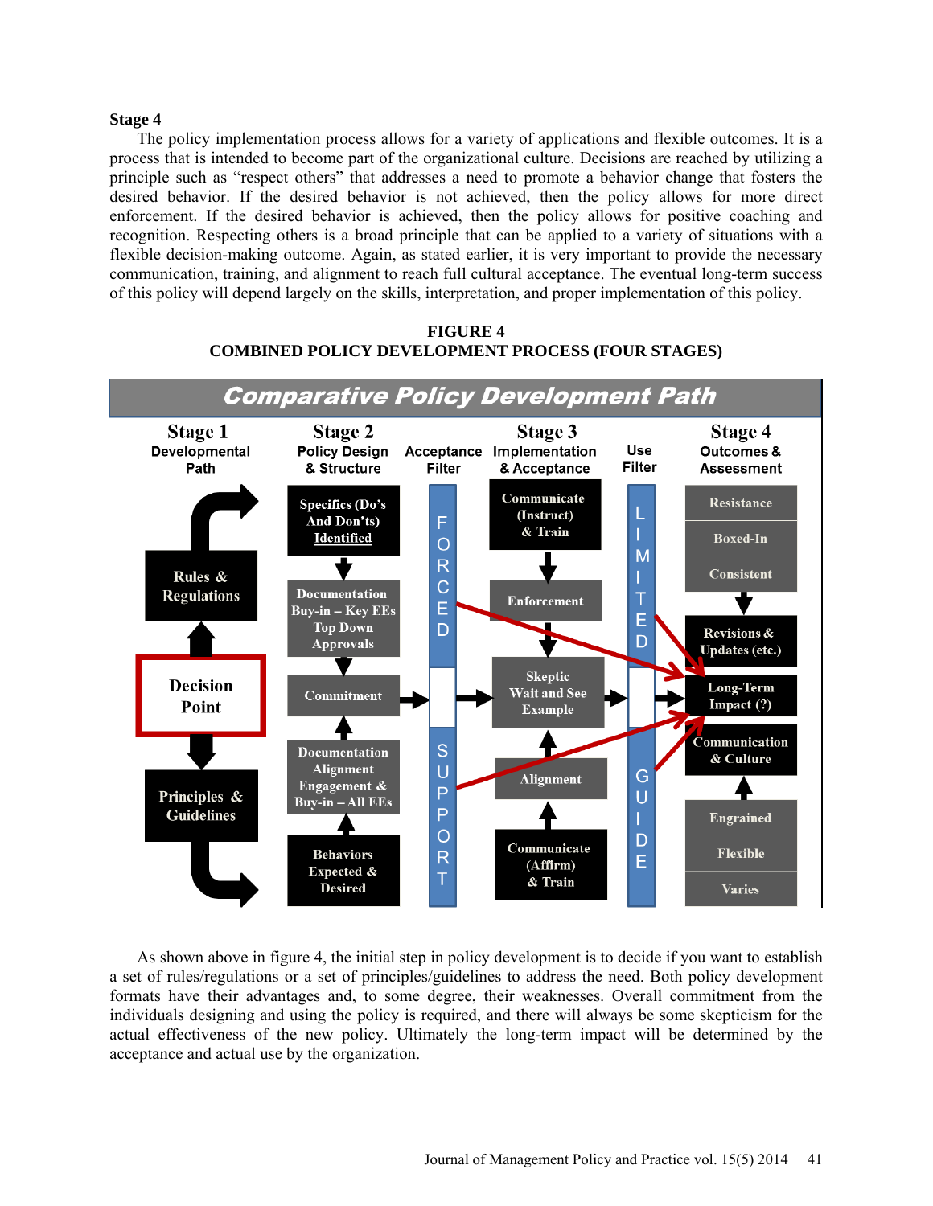**Stage 4**

The policy implementation process allows for a variety of applications and flexible outcomes. It is a process that is intended to become part of the organizational culture. Decisions are reached by utilizing a principle such as "respect others" that addresses a need to promote a behavior change that fosters the desired behavior. If the desired behavior is not achieved, then the policy allows for more direct enforcement. If the desired behavior is achieved, then the policy allows for positive coaching and recognition. Respecting others is a broad principle that can be applied to a variety of situations with a flexible decision-making outcome. Again, as stated earlier, it is very important to provide the necessary communication, training, and alignment to reach full cultural acceptance. The eventual long-term success of this policy will depend largely on the skills, interpretation, and proper implementation of this policy.

**FIGURE 4**
**COMBINED POLICY DEVELOPMENT PROCESS (FOUR STAGES)**

As shown above in figure 4, the initial step in policy development is to decide if you want to establish a set of rules/regulations or a set of principles/guidelines to address the need. Both policy development formats have their advantages and, to some degree, their weaknesses. Overall commitment from the individuals designing and using the policy is required, and there will always be some skepticism for the actual effectiveness of the new policy. Ultimately the long-term impact will be determined by the acceptance and actual use by the organization.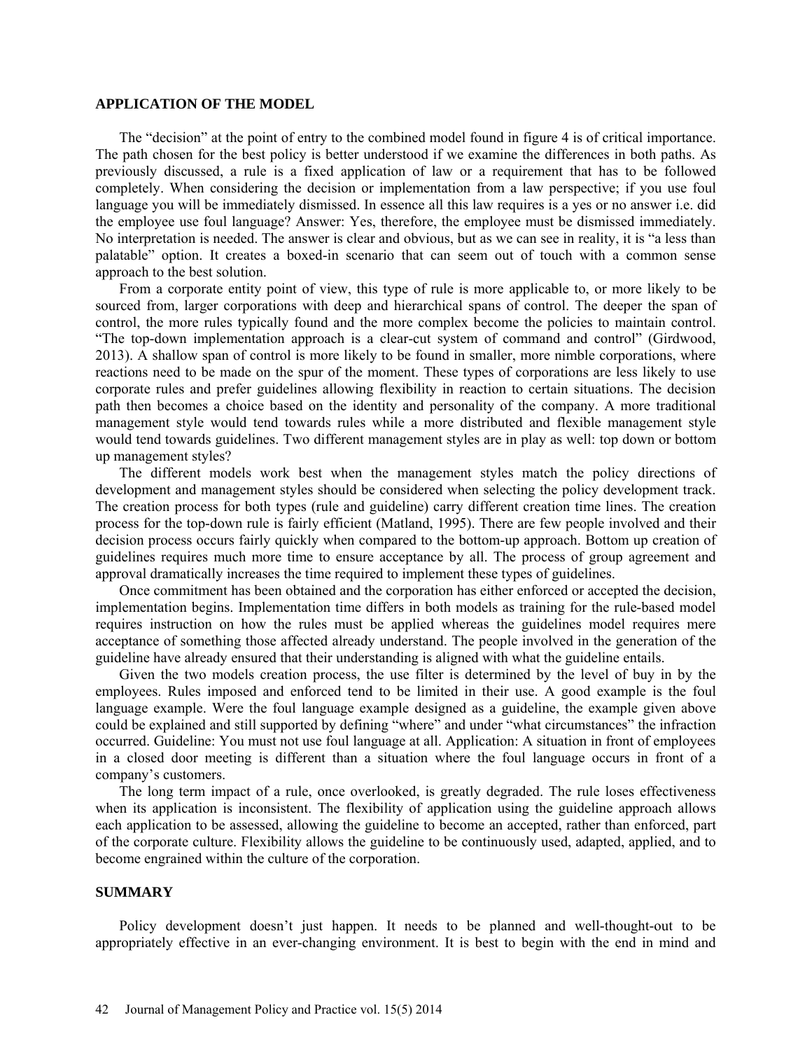## APPLICATION OF THE MODEL

The "decision" at the point of entry to the combined model found in figure 4 is of critical importance. The path chosen for the best policy is better understood if we examine the differences in both paths. As previously discussed, a rule is a fixed application of law or a requirement that has to be followed completely. When considering the decision or implementation from a law perspective; if you use foul language you will be immediately dismissed. In essence all this law requires is a yes or no answer i.e. did the employee use foul language? Answer: Yes, therefore, the employee must be dismissed immediately. No interpretation is needed. The answer is clear and obvious, but as we can see in reality, it is "a less than palatable" option. It creates a boxed-in scenario that can seem out of touch with a common sense approach to the best solution.

From a corporate entity point of view, this type of rule is more applicable to, or more likely to be sourced from, larger corporations with deep and hierarchical spans of control. The deeper the span of control, the more rules typically found and the more complex become the policies to maintain control. "The top-down implementation approach is a clear-cut system of command and control" (Girdwood, 2013). A shallow span of control is more likely to be found in smaller, more nimble corporations, where reactions need to be made on the spur of the moment. These types of corporations are less likely to use corporate rules and prefer guidelines allowing flexibility in reaction to certain situations. The decision path then becomes a choice based on the identity and personality of the company. A more traditional management style would tend towards rules while a more distributed and flexible management style would tend towards guidelines. Two different management styles are in play as well: top down or bottom up management styles?

The different models work best when the management styles match the policy directions of development and management styles should be considered when selecting the policy development track. The creation process for both types (rule and guideline) carry different creation time lines. The creation process for the top-down rule is fairly efficient (Matland, 1995). There are few people involved and their decision process occurs fairly quickly when compared to the bottom-up approach. Bottom up creation of guidelines requires much more time to ensure acceptance by all. The process of group agreement and approval dramatically increases the time required to implement these types of guidelines.

Once commitment has been obtained and the corporation has either enforced or accepted the decision, implementation begins. Implementation time differs in both models as training for the rule-based model requires instruction on how the rules must be applied whereas the guidelines model requires mere acceptance of something those affected already understand. The people involved in the generation of the guideline have already ensured that their understanding is aligned with what the guideline entails.

Given the two models creation process, the use filter is determined by the level of buy in by the employees. Rules imposed and enforced tend to be limited in their use. A good example is the foul language example. Were the foul language example designed as a guideline, the example given above could be explained and still supported by defining "where" and under "what circumstances" the infraction occurred. Guideline: You must not use foul language at all. Application: A situation in front of employees in a closed door meeting is different than a situation where the foul language occurs in front of a company's customers.

The long term impact of a rule, once overlooked, is greatly degraded. The rule loses effectiveness when its application is inconsistent. The flexibility of application using the guideline approach allows each application to be assessed, allowing the guideline to become an accepted, rather than enforced, part of the corporate culture. Flexibility allows the guideline to be continuously used, adapted, applied, and to become engrained within the culture of the corporation.

## SUMMARY

Policy development doesn't just happen. It needs to be planned and well-thought-out to be appropriately effective in an ever-changing environment. It is best to begin with the end in mind and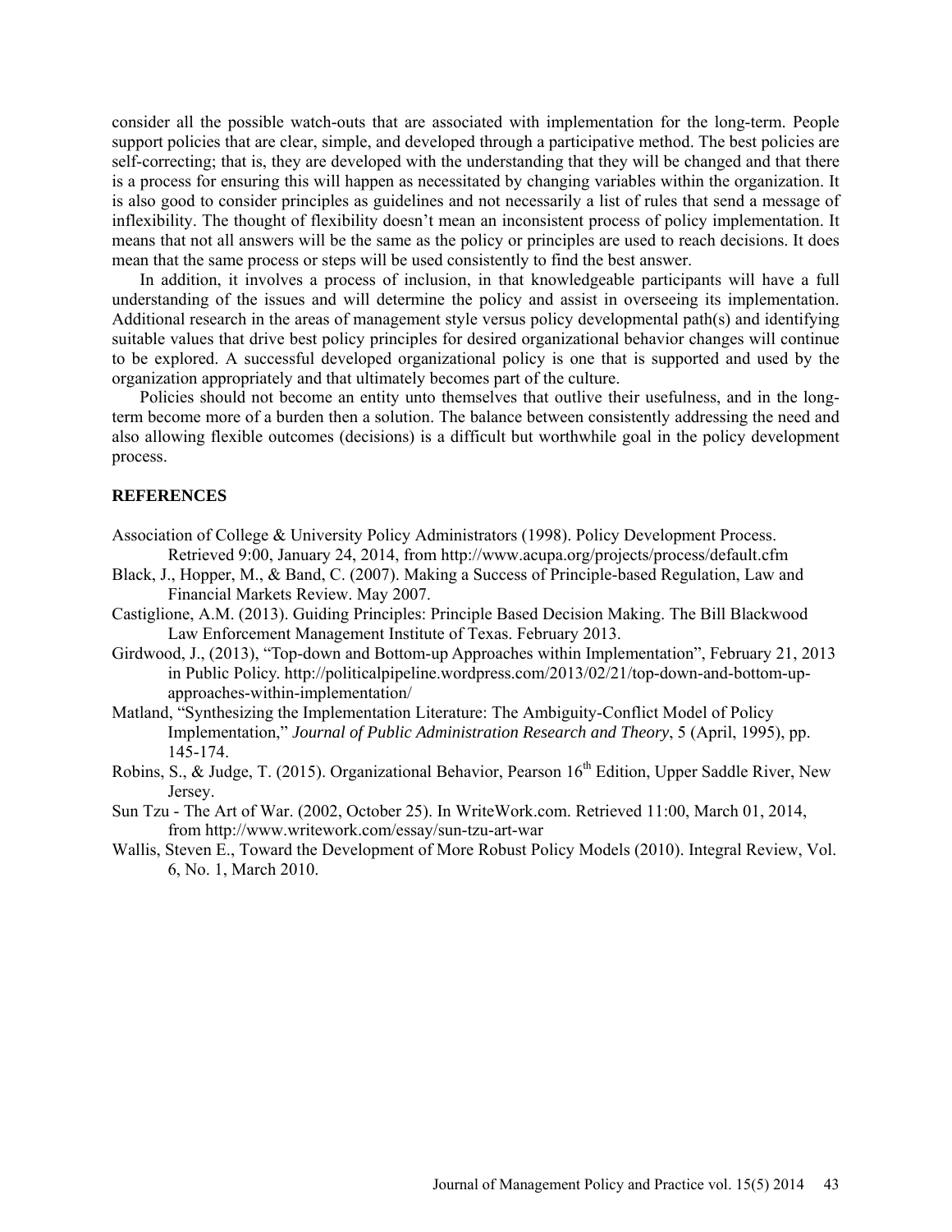consider all the possible watch-outs that are associated with implementation for the long-term. People support policies that are clear, simple, and developed through a participative method. The best policies are self-correcting; that is, they are developed with the understanding that they will be changed and that there is a process for ensuring this will happen as necessitated by changing variables within the organization. It is also good to consider principles as guidelines and not necessarily a list of rules that send a message of inflexibility. The thought of flexibility doesn't mean an inconsistent process of policy implementation. It means that not all answers will be the same as the policy or principles are used to reach decisions. It does mean that the same process or steps will be used consistently to find the best answer.

In addition, it involves a process of inclusion, in that knowledgeable participants will have a full understanding of the issues and will determine the policy and assist in overseeing its implementation. Additional research in the areas of management style versus policy developmental path(s) and identifying suitable values that drive best policy principles for desired organizational behavior changes will continue to be explored. A successful developed organizational policy is one that is supported and used by the organization appropriately and that ultimately becomes part of the culture.

Policies should not become an entity unto themselves that outlive their usefulness, and in the long-term become more of a burden then a solution. The balance between consistently addressing the need and also allowing flexible outcomes (decisions) is a difficult but worthwhile goal in the policy development process.

## REFERENCES

Association of College & University Policy Administrators (1998). Policy Development Process. Retrieved 9:00, January 24, 2014, from http://www.acupa.org/projects/process/default.cfm

Black, J., Hopper, M., & Band, C. (2007). Making a Success of Principle-based Regulation, Law and Financial Markets Review. May 2007.

Castiglione, A.M. (2013). Guiding Principles: Principle Based Decision Making. The Bill Blackwood Law Enforcement Management Institute of Texas. February 2013.

Girdwood, J., (2013), "Top-down and Bottom-up Approaches within Implementation", February 21, 2013 in Public Policy. http://politicalpipeline.wordpress.com/2013/02/21/top-down-and-bottom-up-approaches-within-implementation/

Matland, "Synthesizing the Implementation Literature: The Ambiguity-Conflict Model of Policy Implementation," *Journal of Public Administration Research and Theory*, 5 (April, 1995), pp. 145-174.

Robins, S., & Judge, T. (2015). Organizational Behavior, Pearson 16th Edition, Upper Saddle River, New Jersey.

Sun Tzu - The Art of War. (2002, October 25). In WriteWork.com. Retrieved 11:00, March 01, 2014, from http://www.writework.com/essay/sun-tzu-art-war

Wallis, Steven E., Toward the Development of More Robust Policy Models (2010). Integral Review, Vol. 6, No. 1, March 2010.